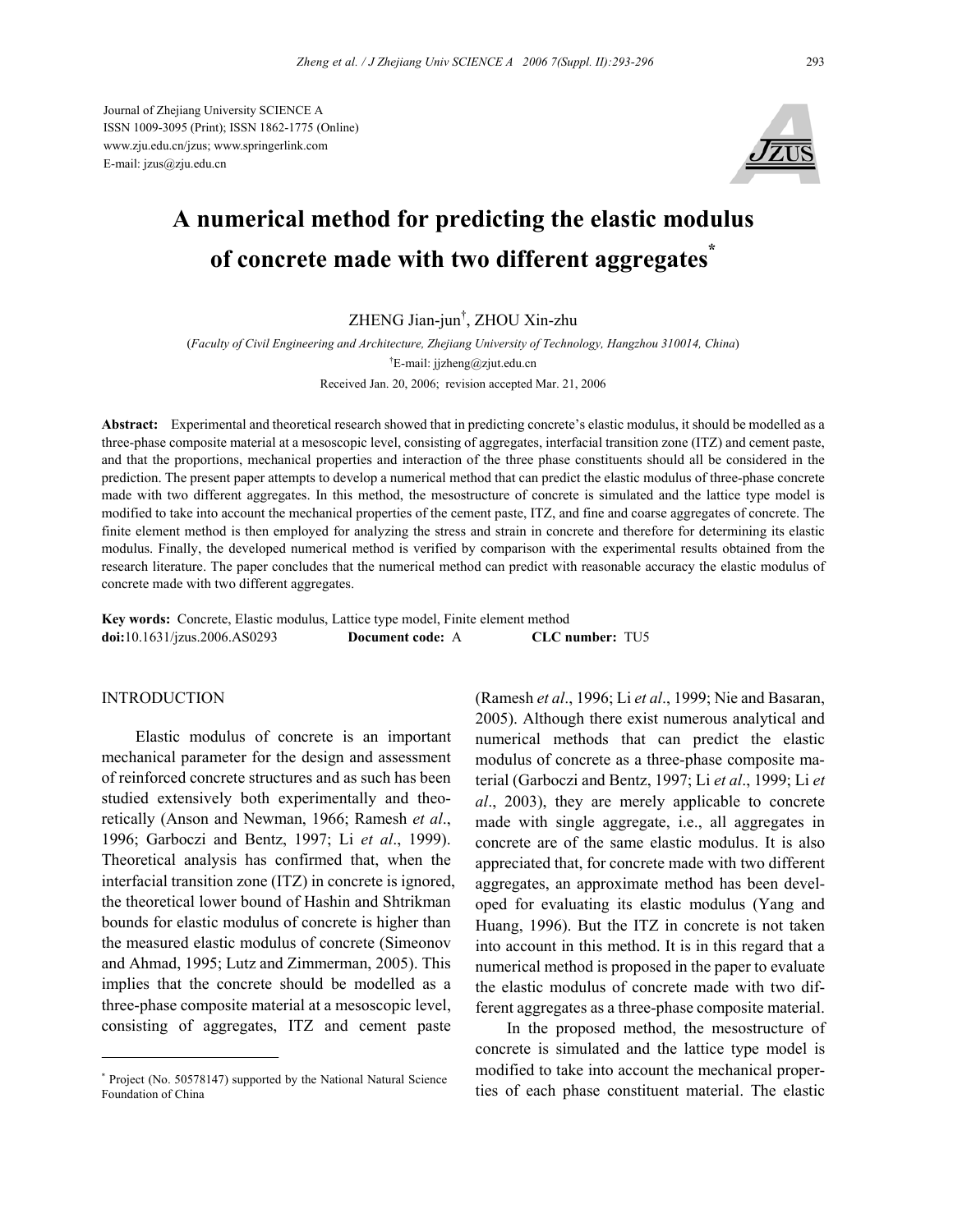Journal of Zhejiang University SCIENCE A
ISSN 1009-3095 (Print); ISSN 1862-1775 (Online)
www.zju.edu.cn/jzus; www.springerlink.com
E-mail: jzus@zju.edu.cn

# A numerical method for predicting the elastic modulus of concrete made with two different aggregates*

ZHENG Jian-jun†, ZHOU Xin-zhu

(*Faculty of Civil Engineering and Architecture, Zhejiang University of Technology, Hangzhou 310014, China*)

†E-mail: jjzheng@zjut.edu.cn

Received Jan. 20, 2006; revision accepted Mar. 21, 2006

**Abstract:** Experimental and theoretical research showed that in predicting concrete's elastic modulus, it should be modelled as a three-phase composite material at a mesoscopic level, consisting of aggregates, interfacial transition zone (ITZ) and cement paste, and that the proportions, mechanical properties and interaction of the three phase constituents should all be considered in the prediction. The present paper attempts to develop a numerical method that can predict the elastic modulus of three-phase concrete made with two different aggregates. In this method, the mesostructure of concrete is simulated and the lattice type model is modified to take into account the mechanical properties of the cement paste, ITZ, and fine and coarse aggregates of concrete. The finite element method is then employed for analyzing the stress and strain in concrete and therefore for determining its elastic modulus. Finally, the developed numerical method is verified by comparison with the experimental results obtained from the research literature. The paper concludes that the numerical method can predict with reasonable accuracy the elastic modulus of concrete made with two different aggregates.

**Key words:** Concrete, Elastic modulus, Lattice type model, Finite element method
**doi:**10.1631/jzus.2006.AS0293 **Document code:** A **CLC number:** TU5

## INTRODUCTION

Elastic modulus of concrete is an important mechanical parameter for the design and assessment of reinforced concrete structures and as such has been studied extensively both experimentally and theoretically (Anson and Newman, 1966; Ramesh *et al*., 1996; Garboczi and Bentz, 1997; Li *et al*., 1999). Theoretical analysis has confirmed that, when the interfacial transition zone (ITZ) in concrete is ignored, the theoretical lower bound of Hashin and Shtrikman bounds for elastic modulus of concrete is higher than the measured elastic modulus of concrete (Simeonov and Ahmad, 1995; Lutz and Zimmerman, 2005). This implies that the concrete should be modelled as a three-phase composite material at a mesoscopic level, consisting of aggregates, ITZ and cement paste (Ramesh *et al*., 1996; Li *et al*., 1999; Nie and Basaran, 2005). Although there exist numerous analytical and numerical methods that can predict the elastic modulus of concrete as a three-phase composite material (Garboczi and Bentz, 1997; Li *et al*., 1999; Li *et al*., 2003), they are merely applicable to concrete made with single aggregate, i.e., all aggregates in concrete are of the same elastic modulus. It is also appreciated that, for concrete made with two different aggregates, an approximate method has been developed for evaluating its elastic modulus (Yang and Huang, 1996). But the ITZ in concrete is not taken into account in this method. It is in this regard that a numerical method is proposed in the paper to evaluate the elastic modulus of concrete made with two different aggregates as a three-phase composite material.

In the proposed method, the mesostructure of concrete is simulated and the lattice type model is modified to take into account the mechanical properties of each phase constituent material. The elastic

---

* Project (No. 50578147) supported by the National Natural Science Foundation of China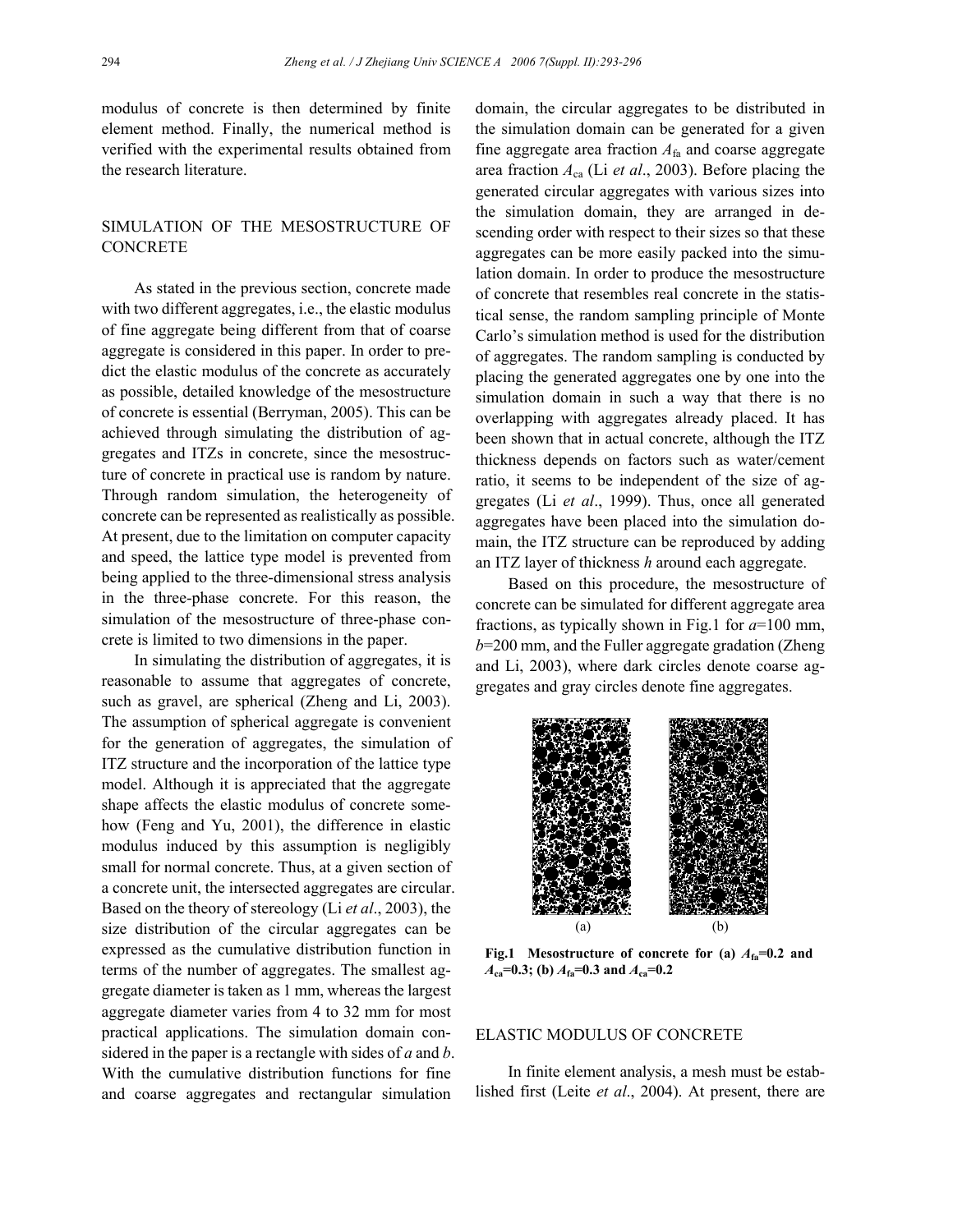modulus of concrete is then determined by finite element method. Finally, the numerical method is verified with the experimental results obtained from the research literature.

## SIMULATION OF THE MESOSTRUCTURE OF CONCRETE

As stated in the previous section, concrete made with two different aggregates, i.e., the elastic modulus of fine aggregate being different from that of coarse aggregate is considered in this paper. In order to predict the elastic modulus of the concrete as accurately as possible, detailed knowledge of the mesostructure of concrete is essential (Berryman, 2005). This can be achieved through simulating the distribution of aggregates and ITZs in concrete, since the mesostructure of concrete in practical use is random by nature. Through random simulation, the heterogeneity of concrete can be represented as realistically as possible. At present, due to the limitation on computer capacity and speed, the lattice type model is prevented from being applied to the three-dimensional stress analysis in the three-phase concrete. For this reason, the simulation of the mesostructure of three-phase concrete is limited to two dimensions in the paper.

In simulating the distribution of aggregates, it is reasonable to assume that aggregates of concrete, such as gravel, are spherical (Zheng and Li, 2003). The assumption of spherical aggregate is convenient for the generation of aggregates, the simulation of ITZ structure and the incorporation of the lattice type model. Although it is appreciated that the aggregate shape affects the elastic modulus of concrete somehow (Feng and Yu, 2001), the difference in elastic modulus induced by this assumption is negligibly small for normal concrete. Thus, at a given section of a concrete unit, the intersected aggregates are circular. Based on the theory of stereology (Li *et al*., 2003), the size distribution of the circular aggregates can be expressed as the cumulative distribution function in terms of the number of aggregates. The smallest aggregate diameter is taken as 1 mm, whereas the largest aggregate diameter varies from 4 to 32 mm for most practical applications. The simulation domain considered in the paper is a rectangle with sides of $a$ and $b$. With the cumulative distribution functions for fine and coarse aggregates and rectangular simulation domain, the circular aggregates to be distributed in the simulation domain can be generated for a given fine aggregate area fraction $A_{fa}$ and coarse aggregate area fraction $A_{ca}$ (Li *et al*., 2003). Before placing the generated circular aggregates with various sizes into the simulation domain, they are arranged in descending order with respect to their sizes so that these aggregates can be more easily packed into the simulation domain. In order to produce the mesostructure of concrete that resembles real concrete in the statistical sense, the random sampling principle of Monte Carlo's simulation method is used for the distribution of aggregates. The random sampling is conducted by placing the generated aggregates one by one into the simulation domain in such a way that there is no overlapping with aggregates already placed. It has been shown that in actual concrete, although the ITZ thickness depends on factors such as water/cement ratio, it seems to be independent of the size of aggregates (Li *et al*., 1999). Thus, once all generated aggregates have been placed into the simulation domain, the ITZ structure can be reproduced by adding an ITZ layer of thickness $h$ around each aggregate.

Based on this procedure, the mesostructure of concrete can be simulated for different aggregate area fractions, as typically shown in Fig.1 for $a$=100 mm, $b$=200 mm, and the Fuller aggregate gradation (Zheng and Li, 2003), where dark circles denote coarse aggregates and gray circles denote fine aggregates.

(a) (b)

**Fig.1 Mesostructure of concrete for (a) $A_{fa}$=0.2 and $A_{ca}$=0.3; (b) $A_{fa}$=0.3 and $A_{ca}$=0.2**

## ELASTIC MODULUS OF CONCRETE

In finite element analysis, a mesh must be established first (Leite *et al*., 2004). At present, there are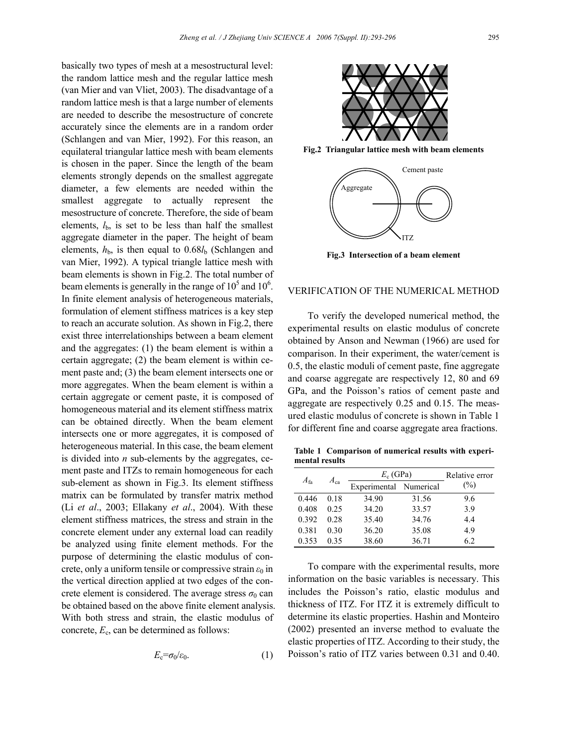basically two types of mesh at a mesostructural level: the random lattice mesh and the regular lattice mesh (van Mier and van Vliet, 2003). The disadvantage of a random lattice mesh is that a large number of elements are needed to describe the mesostructure of concrete accurately since the elements are in a random order (Schlangen and van Mier, 1992). For this reason, an equilateral triangular lattice mesh with beam elements is chosen in the paper. Since the length of the beam elements strongly depends on the smallest aggregate diameter, a few elements are needed within the smallest aggregate to actually represent the mesostructure of concrete. Therefore, the side of beam elements, $l_b$, is set to be less than half the smallest aggregate diameter in the paper. The height of beam elements, $h_b$, is then equal to $0.68l_b$ (Schlangen and van Mier, 1992). A typical triangle lattice mesh with beam elements is shown in Fig.2. The total number of beam elements is generally in the range of $10^5$ and $10^6$. In finite element analysis of heterogeneous materials, formulation of element stiffness matrices is a key step to reach an accurate solution. As shown in Fig.2, there exist three interrelationships between a beam element and the aggregates: (1) the beam element is within a certain aggregate; (2) the beam element is within cement paste and; (3) the beam element intersects one or more aggregates. When the beam element is within a certain aggregate or cement paste, it is composed of homogeneous material and its element stiffness matrix can be obtained directly. When the beam element intersects one or more aggregates, it is composed of heterogeneous material. In this case, the beam element is divided into $n$ sub-elements by the aggregates, cement paste and ITZs to remain homogeneous for each sub-element as shown in Fig.3. Its element stiffness matrix can be formulated by transfer matrix method (Li *et al*., 2003; Ellakany *et al*., 2004). With these element stiffness matrices, the stress and strain in the concrete element under any external load can readily be analyzed using finite element methods. For the purpose of determining the elastic modulus of concrete, only a uniform tensile or compressive strain $\varepsilon_0$ in the vertical direction applied at two edges of the concrete element is considered. The average stress $\sigma_0$ can be obtained based on the above finite element analysis. With both stress and strain, the elastic modulus of concrete, $E_c$, can be determined as follows:

$$E_c=\sigma_0/\varepsilon_0. \tag{1}$$

**Fig.2 Triangular lattice mesh with beam elements**

**Fig.3 Intersection of a beam element**

## VERIFICATION OF THE NUMERICAL METHOD

To verify the developed numerical method, the experimental results on elastic modulus of concrete obtained by Anson and Newman (1966) are used for comparison. In their experiment, the water/cement is 0.5, the elastic moduli of cement paste, fine aggregate and coarse aggregate are respectively 12, 80 and 69 GPa, and the Poisson's ratios of cement paste and aggregate are respectively 0.25 and 0.15. The measured elastic modulus of concrete is shown in Table 1 for different fine and coarse aggregate area fractions.

**Table 1 Comparison of numerical results with experimental results**

| $A_{fa}$ | $A_{ca}$ | $E_c$ (GPa) | | Relative error (%) |
|---|---|---|---|---|
| | | Experimental | Numerical | |
| 0.446 | 0.18 | 34.90 | 31.56 | 9.6 |
| 0.408 | 0.25 | 34.20 | 33.57 | 3.9 |
| 0.392 | 0.28 | 35.40 | 34.76 | 4.4 |
| 0.381 | 0.30 | 36.20 | 35.08 | 4.9 |
| 0.353 | 0.35 | 38.60 | 36.71 | 6.2 |

To compare with the experimental results, more information on the basic variables is necessary. This includes the Poisson's ratio, elastic modulus and thickness of ITZ. For ITZ it is extremely difficult to determine its elastic properties. Hashin and Monteiro (2002) presented an inverse method to evaluate the elastic properties of ITZ. According to their study, the Poisson's ratio of ITZ varies between 0.31 and 0.40.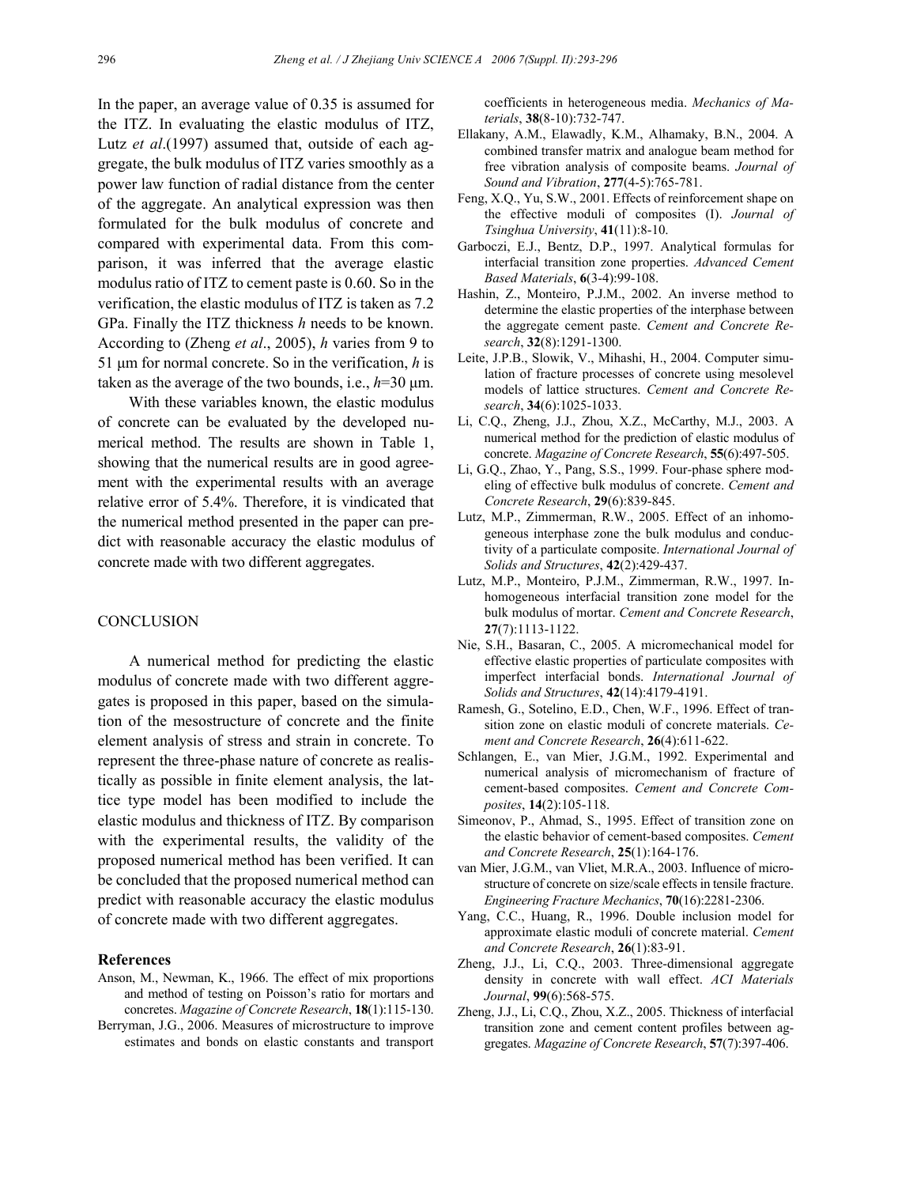In the paper, an average value of 0.35 is assumed for the ITZ. In evaluating the elastic modulus of ITZ, Lutz *et al*.(1997) assumed that, outside of each aggregate, the bulk modulus of ITZ varies smoothly as a power law function of radial distance from the center of the aggregate. An analytical expression was then formulated for the bulk modulus of concrete and compared with experimental data. From this comparison, it was inferred that the average elastic modulus ratio of ITZ to cement paste is 0.60. So in the verification, the elastic modulus of ITZ is taken as 7.2 GPa. Finally the ITZ thickness $h$ needs to be known. According to (Zheng *et al*., 2005), $h$ varies from 9 to 51 μm for normal concrete. So in the verification, $h$ is taken as the average of the two bounds, i.e., $h$=30 μm.

With these variables known, the elastic modulus of concrete can be evaluated by the developed numerical method. The results are shown in Table 1, showing that the numerical results are in good agreement with the experimental results with an average relative error of 5.4%. Therefore, it is vindicated that the numerical method presented in the paper can predict with reasonable accuracy the elastic modulus of concrete made with two different aggregates.

## CONCLUSION

A numerical method for predicting the elastic modulus of concrete made with two different aggregates is proposed in this paper, based on the simulation of the mesostructure of concrete and the finite element analysis of stress and strain in concrete. To represent the three-phase nature of concrete as realistically as possible in finite element analysis, the lattice type model has been modified to include the elastic modulus and thickness of ITZ. By comparison with the experimental results, the validity of the proposed numerical method has been verified. It can be concluded that the proposed numerical method can predict with reasonable accuracy the elastic modulus of concrete made with two different aggregates.

## References

Anson, M., Newman, K., 1966. The effect of mix proportions and method of testing on Poisson's ratio for mortars and concretes. *Magazine of Concrete Research*, **18**(1):115-130.

Berryman, J.G., 2006. Measures of microstructure to improve estimates and bonds on elastic constants and transport coefficients in heterogeneous media. *Mechanics of Materials*, **38**(8-10):732-747.

Ellakany, A.M., Elawadly, K.M., Alhamaky, B.N., 2004. A combined transfer matrix and analogue beam method for free vibration analysis of composite beams. *Journal of Sound and Vibration*, **277**(4-5):765-781.

Feng, X.Q., Yu, S.W., 2001. Effects of reinforcement shape on the effective moduli of composites (I). *Journal of Tsinghua University*, **41**(11):8-10.

Garboczi, E.J., Bentz, D.P., 1997. Analytical formulas for interfacial transition zone properties. *Advanced Cement Based Materials*, **6**(3-4):99-108.

Hashin, Z., Monteiro, P.J.M., 2002. An inverse method to determine the elastic properties of the interphase between the aggregate cement paste. *Cement and Concrete Research*, **32**(8):1291-1300.

Leite, J.P.B., Slowik, V., Mihashi, H., 2004. Computer simulation of fracture processes of concrete using mesolevel models of lattice structures. *Cement and Concrete Research*, **34**(6):1025-1033.

Li, C.Q., Zheng, J.J., Zhou, X.Z., McCarthy, M.J., 2003. A numerical method for the prediction of elastic modulus of concrete. *Magazine of Concrete Research*, **55**(6):497-505.

Li, G.Q., Zhao, Y., Pang, S.S., 1999. Four-phase sphere modeling of effective bulk modulus of concrete. *Cement and Concrete Research*, **29**(6):839-845.

Lutz, M.P., Zimmerman, R.W., 2005. Effect of an inhomogeneous interphase zone the bulk modulus and conductivity of a particulate composite. *International Journal of Solids and Structures*, **42**(2):429-437.

Lutz, M.P., Monteiro, P.J.M., Zimmerman, R.W., 1997. Inhomogeneous interfacial transition zone model for the bulk modulus of mortar. *Cement and Concrete Research*, **27**(7):1113-1122.

Nie, S.H., Basaran, C., 2005. A micromechanical model for effective elastic properties of particulate composites with imperfect interfacial bonds. *International Journal of Solids and Structures*, **42**(14):4179-4191.

Ramesh, G., Sotelino, E.D., Chen, W.F., 1996. Effect of transition zone on elastic moduli of concrete materials. *Cement and Concrete Research*, **26**(4):611-622.

Schlangen, E., van Mier, J.G.M., 1992. Experimental and numerical analysis of micromechanism of fracture of cement-based composites. *Cement and Concrete Composites*, **14**(2):105-118.

Simeonov, P., Ahmad, S., 1995. Effect of transition zone on the elastic behavior of cement-based composites. *Cement and Concrete Research*, **25**(1):164-176.

van Mier, J.G.M., van Vliet, M.R.A., 2003. Influence of microstructure of concrete on size/scale effects in tensile fracture. *Engineering Fracture Mechanics*, **70**(16):2281-2306.

Yang, C.C., Huang, R., 1996. Double inclusion model for approximate elastic moduli of concrete material. *Cement and Concrete Research*, **26**(1):83-91.

Zheng, J.J., Li, C.Q., 2003. Three-dimensional aggregate density in concrete with wall effect. *ACI Materials Journal*, **99**(6):568-575.

Zheng, J.J., Li, C.Q., Zhou, X.Z., 2005. Thickness of interfacial transition zone and cement content profiles between aggregates. *Magazine of Concrete Research*, **57**(7):397-406.